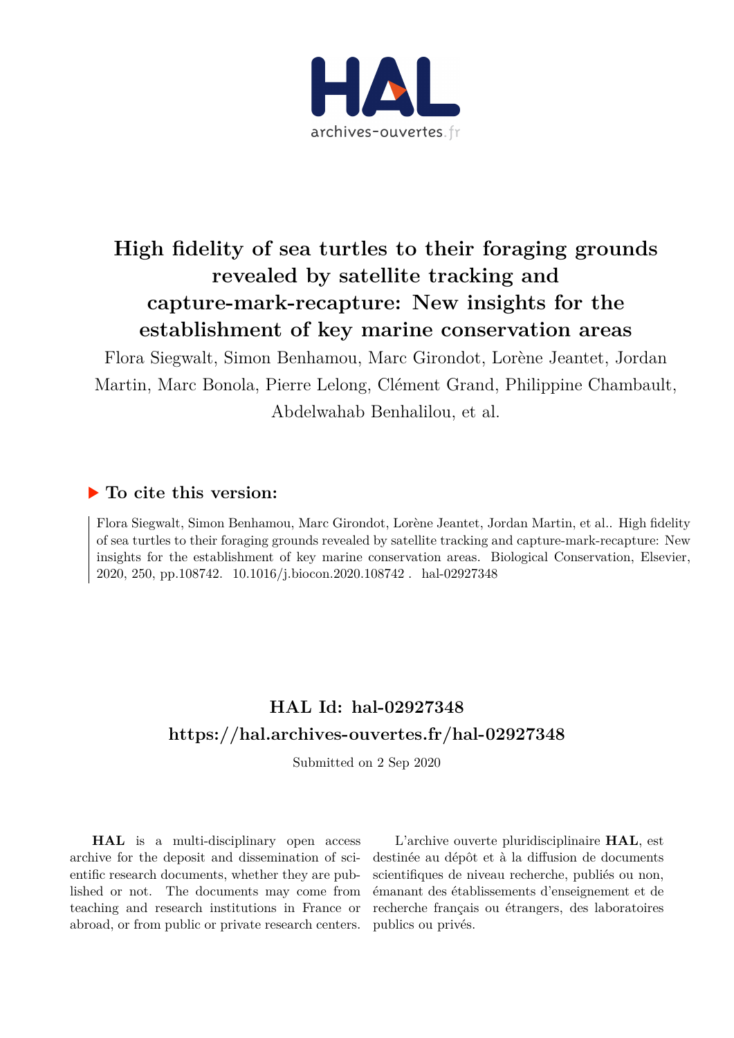# High fidelity of sea turtles to their foraging grounds revealed by satellite tracking and capture-mark-recapture: New insights for the establishment of key marine conservation areas

Flora Siegwalt, Simon Benhamou, Marc Girondot, Lorène Jeantet, Jordan Martin, Marc Bonola, Pierre Lelong, Clément Grand, Philippine Chambault, Abdelwahab Benhalilou, et al.

## ▶ To cite this version:

Flora Siegwalt, Simon Benhamou, Marc Girondot, Lorène Jeantet, Jordan Martin, et al.. High fidelity of sea turtles to their foraging grounds revealed by satellite tracking and capture-mark-recapture: New insights for the establishment of key marine conservation areas. Biological Conservation, Elsevier, 2020, 250, pp.108742. 10.1016/j.biocon.2020.108742 . hal-02927348

## HAL Id: hal-02927348

## https://hal.archives-ouvertes.fr/hal-02927348

Submitted on 2 Sep 2020

**HAL** is a multi-disciplinary open access archive for the deposit and dissemination of scientific research documents, whether they are published or not. The documents may come from teaching and research institutions in France or abroad, or from public or private research centers.

L'archive ouverte pluridisciplinaire **HAL**, est destinée au dépôt et à la diffusion de documents scientifiques de niveau recherche, publiés ou non, émanant des établissements d'enseignement et de recherche français ou étrangers, des laboratoires publics ou privés.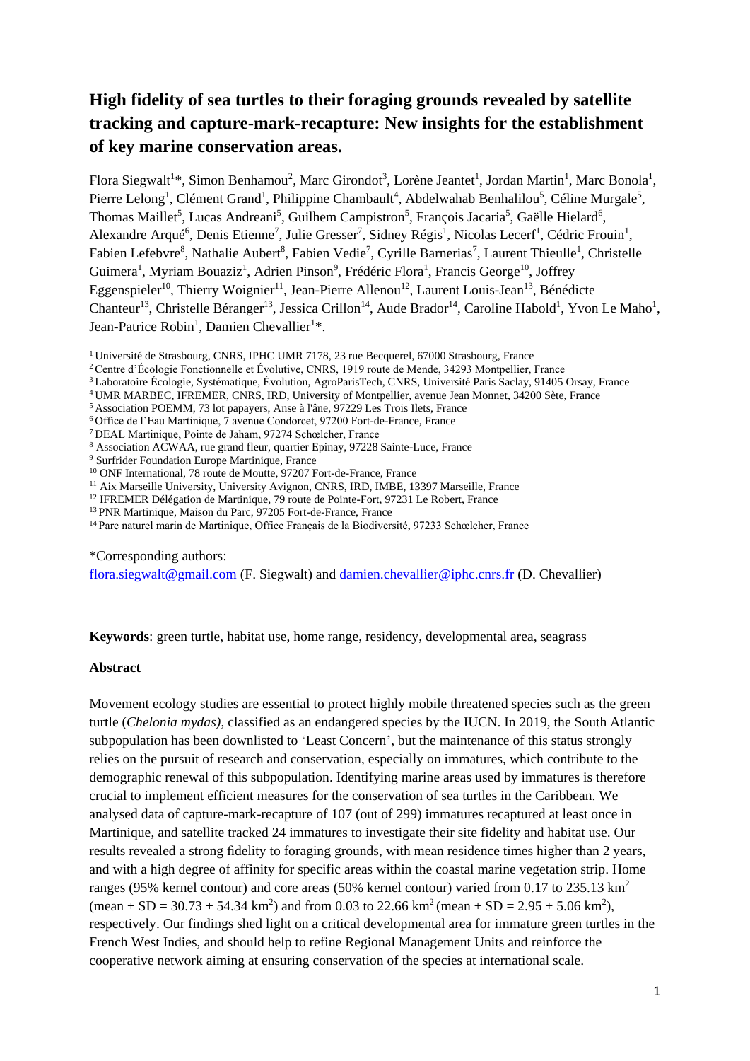# High fidelity of sea turtles to their foraging grounds revealed by satellite tracking and capture-mark-recapture: New insights for the establishment of key marine conservation areas.

Flora Siegwalt[1]*, Simon Benhamou[2], Marc Girondot[3], Lorène Jeantet[1], Jordan Martin[1], Marc Bonola[1], Pierre Lelong[1], Clément Grand[1], Philippine Chambault[4], Abdelwahab Benhalilou[5], Céline Murgale[5], Thomas Maillet[5], Lucas Andreani[5], Guilhem Campistron[5], François Jacaria[5], Gaëlle Hielard[6], Alexandre Arqué[6], Denis Etienne[7], Julie Gresser[7], Sidney Régis[1], Nicolas Lecerf[1], Cédric Frouin[1], Fabien Lefebvre[8], Nathalie Aubert[8], Fabien Vedie[7], Cyrille Barnerias[7], Laurent Thieulle[1], Christelle Guimera[1], Myriam Bouaziz[1], Adrien Pinson[9], Frédéric Flora[1], Francis George[10], Joffrey Eggenspieler[10], Thierry Woignier[11], Jean-Pierre Allenou[12], Laurent Louis-Jean[13], Bénédicte Chanteur[13], Christelle Béranger[13], Jessica Crillon[14], Aude Brador[14], Caroline Habold[1], Yvon Le Maho[1], Jean-Patrice Robin[1], Damien Chevallier[1]*.

[1] Université de Strasbourg, CNRS, IPHC UMR 7178, 23 rue Becquerel, 67000 Strasbourg, France
[2] Centre d'Écologie Fonctionnelle et Évolutive, CNRS, 1919 route de Mende, 34293 Montpellier, France
[3] Laboratoire Écologie, Systématique, Évolution, AgroParisTech, CNRS, Université Paris Saclay, 91405 Orsay, France
[4] UMR MARBEC, IFREMER, CNRS, IRD, University of Montpellier, avenue Jean Monnet, 34200 Sète, France
[5] Association POEMM, 73 lot papayers, Anse à l'âne, 97229 Les Trois Ilets, France
[6] Office de l'Eau Martinique, 7 avenue Condorcet, 97200 Fort-de-France, France
[7] DEAL Martinique, Pointe de Jaham, 97274 Schœlcher, France
[8] Association ACWAA, rue grand fleur, quartier Epinay, 97228 Sainte-Luce, France
[9] Surfrider Foundation Europe Martinique, France
[10] ONF International, 78 route de Moutte, 97207 Fort-de-France, France
[11] Aix Marseille University, University Avignon, CNRS, IRD, IMBE, 13397 Marseille, France
[12] IFREMER Délégation de Martinique, 79 route de Pointe-Fort, 97231 Le Robert, France
[13] PNR Martinique, Maison du Parc, 97205 Fort-de-France, France
[14] Parc naturel marin de Martinique, Office Français de la Biodiversité, 97233 Schœlcher, France

*Corresponding authors:
flora.siegwalt@gmail.com (F. Siegwalt) and damien.chevallier@iphc.cnrs.fr (D. Chevallier)

**Keywords**: green turtle, habitat use, home range, residency, developmental area, seagrass

**Abstract**

Movement ecology studies are essential to protect highly mobile threatened species such as the green turtle (*Chelonia mydas)*, classified as an endangered species by the IUCN. In 2019, the South Atlantic subpopulation has been downlisted to 'Least Concern', but the maintenance of this status strongly relies on the pursuit of research and conservation, especially on immatures, which contribute to the demographic renewal of this subpopulation. Identifying marine areas used by immatures is therefore crucial to implement efficient measures for the conservation of sea turtles in the Caribbean. We analysed data of capture-mark-recapture of 107 (out of 299) immatures recaptured at least once in Martinique, and satellite tracked 24 immatures to investigate their site fidelity and habitat use. Our results revealed a strong fidelity to foraging grounds, with mean residence times higher than 2 years, and with a high degree of affinity for specific areas within the coastal marine vegetation strip. Home ranges (95% kernel contour) and core areas (50% kernel contour) varied from 0.17 to 235.13 km$^2$ (mean ± SD = 30.73 ± 54.34 km$^2$) and from 0.03 to 22.66 km$^2$ (mean ± SD = 2.95 ± 5.06 km$^2$), respectively. Our findings shed light on a critical developmental area for immature green turtles in the French West Indies, and should help to refine Regional Management Units and reinforce the cooperative network aiming at ensuring conservation of the species at international scale.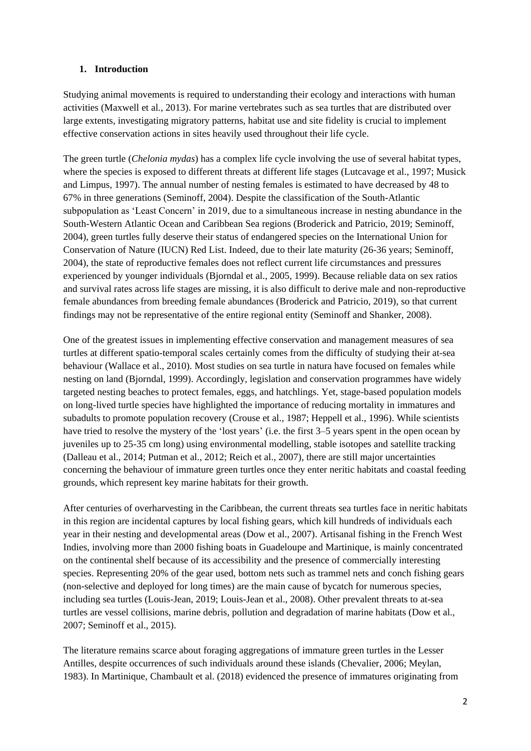## 1. Introduction

Studying animal movements is required to understanding their ecology and interactions with human activities (Maxwell et al., 2013). For marine vertebrates such as sea turtles that are distributed over large extents, investigating migratory patterns, habitat use and site fidelity is crucial to implement effective conservation actions in sites heavily used throughout their life cycle.

The green turtle (*Chelonia mydas*) has a complex life cycle involving the use of several habitat types, where the species is exposed to different threats at different life stages (Lutcavage et al., 1997; Musick and Limpus, 1997). The annual number of nesting females is estimated to have decreased by 48 to 67% in three generations (Seminoff, 2004). Despite the classification of the South-Atlantic subpopulation as 'Least Concern' in 2019, due to a simultaneous increase in nesting abundance in the South-Western Atlantic Ocean and Caribbean Sea regions (Broderick and Patricio, 2019; Seminoff, 2004), green turtles fully deserve their status of endangered species on the International Union for Conservation of Nature (IUCN) Red List. Indeed, due to their late maturity (26-36 years; Seminoff, 2004), the state of reproductive females does not reflect current life circumstances and pressures experienced by younger individuals (Bjorndal et al., 2005, 1999). Because reliable data on sex ratios and survival rates across life stages are missing, it is also difficult to derive male and non-reproductive female abundances from breeding female abundances (Broderick and Patricio, 2019), so that current findings may not be representative of the entire regional entity (Seminoff and Shanker, 2008).

One of the greatest issues in implementing effective conservation and management measures of sea turtles at different spatio-temporal scales certainly comes from the difficulty of studying their at-sea behaviour (Wallace et al., 2010). Most studies on sea turtle in natura have focused on females while nesting on land (Bjorndal, 1999). Accordingly, legislation and conservation programmes have widely targeted nesting beaches to protect females, eggs, and hatchlings. Yet, stage-based population models on long-lived turtle species have highlighted the importance of reducing mortality in immatures and subadults to promote population recovery (Crouse et al., 1987; Heppell et al., 1996). While scientists have tried to resolve the mystery of the 'lost years' (i.e. the first 3–5 years spent in the open ocean by juveniles up to 25-35 cm long) using environmental modelling, stable isotopes and satellite tracking (Dalleau et al., 2014; Putman et al., 2012; Reich et al., 2007), there are still major uncertainties concerning the behaviour of immature green turtles once they enter neritic habitats and coastal feeding grounds, which represent key marine habitats for their growth.

After centuries of overharvesting in the Caribbean, the current threats sea turtles face in neritic habitats in this region are incidental captures by local fishing gears, which kill hundreds of individuals each year in their nesting and developmental areas (Dow et al., 2007). Artisanal fishing in the French West Indies, involving more than 2000 fishing boats in Guadeloupe and Martinique, is mainly concentrated on the continental shelf because of its accessibility and the presence of commercially interesting species. Representing 20% of the gear used, bottom nets such as trammel nets and conch fishing gears (non-selective and deployed for long times) are the main cause of bycatch for numerous species, including sea turtles (Louis-Jean, 2019; Louis-Jean et al., 2008). Other prevalent threats to at-sea turtles are vessel collisions, marine debris, pollution and degradation of marine habitats (Dow et al., 2007; Seminoff et al., 2015).

The literature remains scarce about foraging aggregations of immature green turtles in the Lesser Antilles, despite occurrences of such individuals around these islands (Chevalier, 2006; Meylan, 1983). In Martinique, Chambault et al. (2018) evidenced the presence of immatures originating from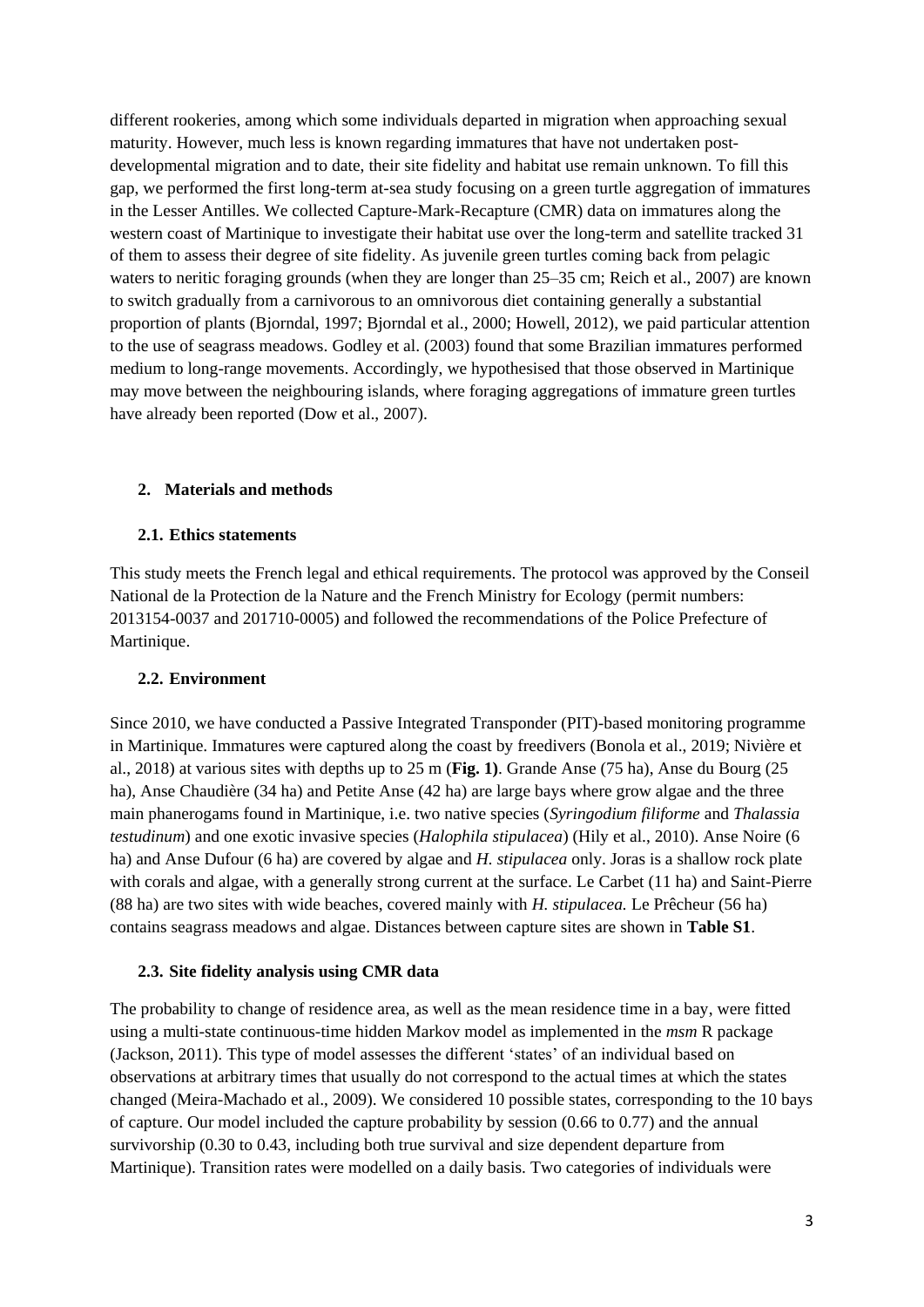different rookeries, among which some individuals departed in migration when approaching sexual maturity. However, much less is known regarding immatures that have not undertaken post-developmental migration and to date, their site fidelity and habitat use remain unknown. To fill this gap, we performed the first long-term at-sea study focusing on a green turtle aggregation of immatures in the Lesser Antilles. We collected Capture-Mark-Recapture (CMR) data on immatures along the western coast of Martinique to investigate their habitat use over the long-term and satellite tracked 31 of them to assess their degree of site fidelity. As juvenile green turtles coming back from pelagic waters to neritic foraging grounds (when they are longer than 25–35 cm; Reich et al., 2007) are known to switch gradually from a carnivorous to an omnivorous diet containing generally a substantial proportion of plants (Bjorndal, 1997; Bjorndal et al., 2000; Howell, 2012), we paid particular attention to the use of seagrass meadows. Godley et al. (2003) found that some Brazilian immatures performed medium to long-range movements. Accordingly, we hypothesised that those observed in Martinique may move between the neighbouring islands, where foraging aggregations of immature green turtles have already been reported (Dow et al., 2007).

## 2. Materials and methods

### 2.1. Ethics statements

This study meets the French legal and ethical requirements. The protocol was approved by the Conseil National de la Protection de la Nature and the French Ministry for Ecology (permit numbers: 2013154-0037 and 201710-0005) and followed the recommendations of the Police Prefecture of Martinique.

### 2.2. Environment

Since 2010, we have conducted a Passive Integrated Transponder (PIT)-based monitoring programme in Martinique. Immatures were captured along the coast by freedivers (Bonola et al., 2019; Nivière et al., 2018) at various sites with depths up to 25 m (**Fig. 1)**. Grande Anse (75 ha), Anse du Bourg (25 ha), Anse Chaudière (34 ha) and Petite Anse (42 ha) are large bays where grow algae and the three main phanerogams found in Martinique, i.e. two native species (*Syringodium filiforme* and *Thalassia testudinum*) and one exotic invasive species (*Halophila stipulacea*) (Hily et al., 2010). Anse Noire (6 ha) and Anse Dufour (6 ha) are covered by algae and *H. stipulacea* only. Joras is a shallow rock plate with corals and algae, with a generally strong current at the surface. Le Carbet (11 ha) and Saint-Pierre (88 ha) are two sites with wide beaches, covered mainly with *H. stipulacea.* Le Prêcheur (56 ha) contains seagrass meadows and algae. Distances between capture sites are shown in **Table S1**.

### 2.3. Site fidelity analysis using CMR data

The probability to change of residence area, as well as the mean residence time in a bay, were fitted using a multi-state continuous-time hidden Markov model as implemented in the *msm* R package (Jackson, 2011). This type of model assesses the different 'states' of an individual based on observations at arbitrary times that usually do not correspond to the actual times at which the states changed (Meira-Machado et al., 2009). We considered 10 possible states, corresponding to the 10 bays of capture. Our model included the capture probability by session (0.66 to 0.77) and the annual survivorship (0.30 to 0.43, including both true survival and size dependent departure from Martinique). Transition rates were modelled on a daily basis. Two categories of individuals were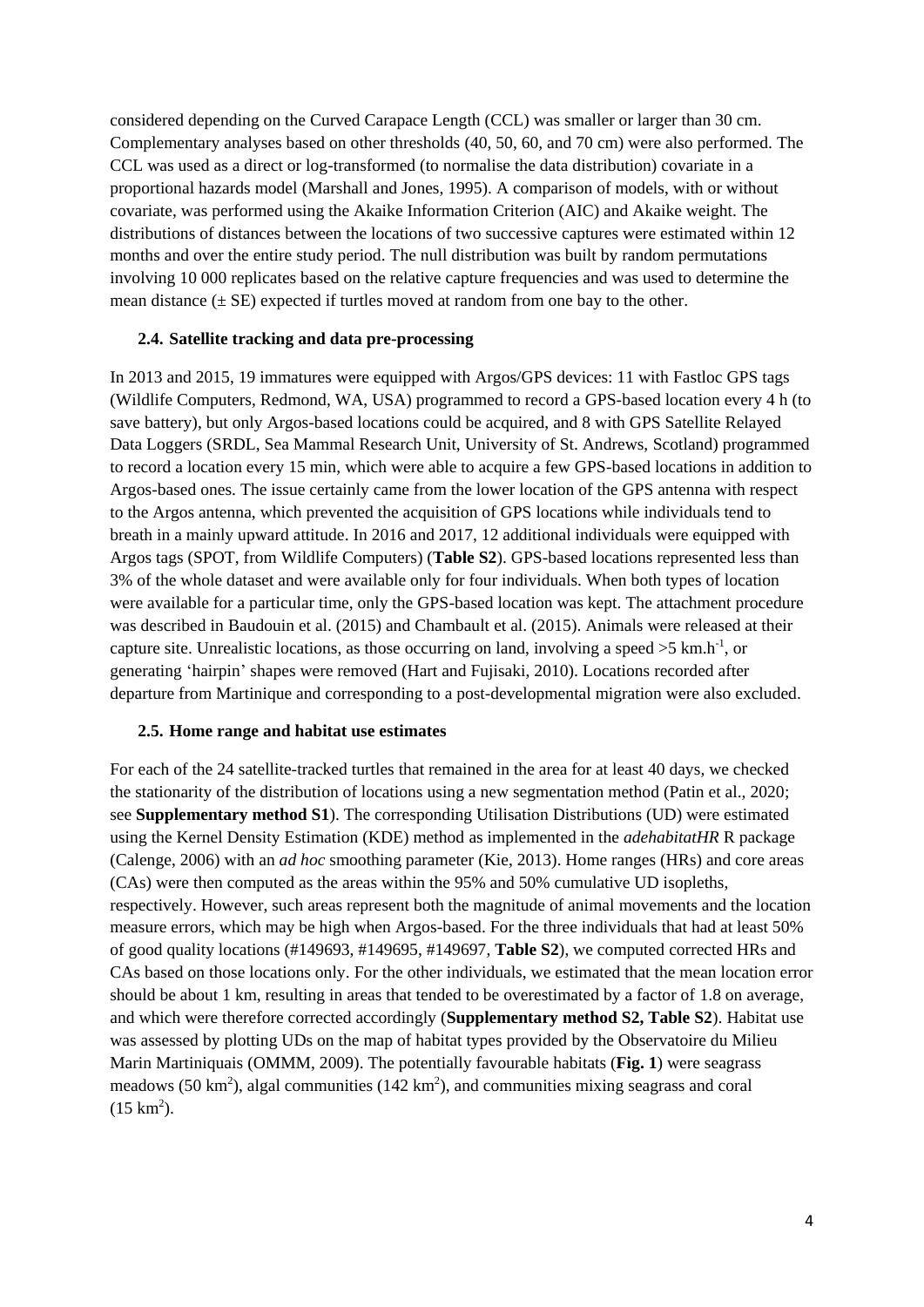considered depending on the Curved Carapace Length (CCL) was smaller or larger than 30 cm. Complementary analyses based on other thresholds (40, 50, 60, and 70 cm) were also performed. The CCL was used as a direct or log-transformed (to normalise the data distribution) covariate in a proportional hazards model (Marshall and Jones, 1995). A comparison of models, with or without covariate, was performed using the Akaike Information Criterion (AIC) and Akaike weight. The distributions of distances between the locations of two successive captures were estimated within 12 months and over the entire study period. The null distribution was built by random permutations involving 10 000 replicates based on the relative capture frequencies and was used to determine the mean distance (± SE) expected if turtles moved at random from one bay to the other.

### 2.4. Satellite tracking and data pre-processing

In 2013 and 2015, 19 immatures were equipped with Argos/GPS devices: 11 with Fastloc GPS tags (Wildlife Computers, Redmond, WA, USA) programmed to record a GPS-based location every 4 h (to save battery), but only Argos-based locations could be acquired, and 8 with GPS Satellite Relayed Data Loggers (SRDL, Sea Mammal Research Unit, University of St. Andrews, Scotland) programmed to record a location every 15 min, which were able to acquire a few GPS-based locations in addition to Argos-based ones. The issue certainly came from the lower location of the GPS antenna with respect to the Argos antenna, which prevented the acquisition of GPS locations while individuals tend to breath in a mainly upward attitude. In 2016 and 2017, 12 additional individuals were equipped with Argos tags (SPOT, from Wildlife Computers) (**Table S2**). GPS-based locations represented less than 3% of the whole dataset and were available only for four individuals. When both types of location were available for a particular time, only the GPS-based location was kept. The attachment procedure was described in Baudouin et al. (2015) and Chambault et al. (2015). Animals were released at their capture site. Unrealistic locations, as those occurring on land, involving a speed >5 km.h$^{-1}$, or generating 'hairpin' shapes were removed (Hart and Fujisaki, 2010). Locations recorded after departure from Martinique and corresponding to a post-developmental migration were also excluded.

### 2.5. Home range and habitat use estimates

For each of the 24 satellite-tracked turtles that remained in the area for at least 40 days, we checked the stationarity of the distribution of locations using a new segmentation method (Patin et al., 2020; see **Supplementary method S1**). The corresponding Utilisation Distributions (UD) were estimated using the Kernel Density Estimation (KDE) method as implemented in the *adehabitatHR* R package (Calenge, 2006) with an *ad hoc* smoothing parameter (Kie, 2013). Home ranges (HRs) and core areas (CAs) were then computed as the areas within the 95% and 50% cumulative UD isopleths, respectively. However, such areas represent both the magnitude of animal movements and the location measure errors, which may be high when Argos-based. For the three individuals that had at least 50% of good quality locations (#149693, #149695, #149697, **Table S2**), we computed corrected HRs and CAs based on those locations only. For the other individuals, we estimated that the mean location error should be about 1 km, resulting in areas that tended to be overestimated by a factor of 1.8 on average, and which were therefore corrected accordingly (**Supplementary method S2, Table S2**). Habitat use was assessed by plotting UDs on the map of habitat types provided by the Observatoire du Milieu Marin Martiniquais (OMMM, 2009). The potentially favourable habitats (**Fig. 1**) were seagrass meadows (50 km$^2$), algal communities (142 km$^2$), and communities mixing seagrass and coral (15 km$^2$).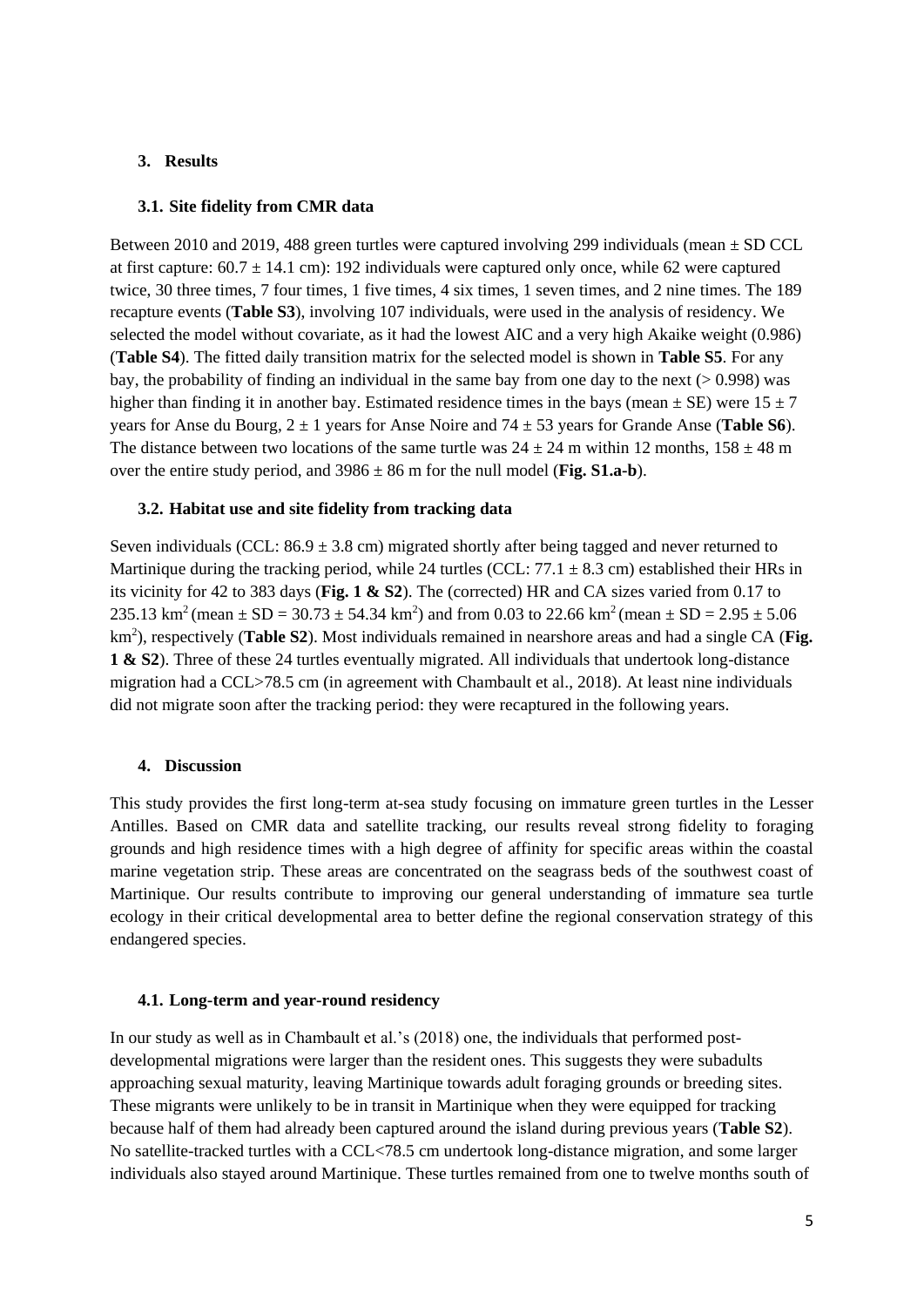## 3. Results

### 3.1. Site fidelity from CMR data

Between 2010 and 2019, 488 green turtles were captured involving 299 individuals (mean ± SD CCL at first capture: 60.7 ± 14.1 cm): 192 individuals were captured only once, while 62 were captured twice, 30 three times, 7 four times, 1 five times, 4 six times, 1 seven times, and 2 nine times. The 189 recapture events (**Table S3**), involving 107 individuals, were used in the analysis of residency. We selected the model without covariate, as it had the lowest AIC and a very high Akaike weight (0.986) (**Table S4**). The fitted daily transition matrix for the selected model is shown in **Table S5**. For any bay, the probability of finding an individual in the same bay from one day to the next (> 0.998) was higher than finding it in another bay. Estimated residence times in the bays (mean ± SE) were 15 ± 7 years for Anse du Bourg, 2 ± 1 years for Anse Noire and 74 ± 53 years for Grande Anse (**Table S6**). The distance between two locations of the same turtle was 24 ± 24 m within 12 months, 158 ± 48 m over the entire study period, and 3986 ± 86 m for the null model (**Fig. S1.a-b**).

### 3.2. Habitat use and site fidelity from tracking data

Seven individuals (CCL: 86.9 ± 3.8 cm) migrated shortly after being tagged and never returned to Martinique during the tracking period, while 24 turtles (CCL: 77.1 ± 8.3 cm) established their HRs in its vicinity for 42 to 383 days (**Fig. 1 & S2**). The (corrected) HR and CA sizes varied from 0.17 to 235.13 $km^2$ (mean ± SD = 30.73 ± 54.34 $km^2$) and from 0.03 to 22.66 $km^2$ (mean ± SD = 2.95 ± 5.06 $km^2$), respectively (**Table S2**). Most individuals remained in nearshore areas and had a single CA (**Fig. 1 & S2**). Three of these 24 turtles eventually migrated. All individuals that undertook long-distance migration had a CCL>78.5 cm (in agreement with Chambault et al., 2018). At least nine individuals did not migrate soon after the tracking period: they were recaptured in the following years.

## 4. Discussion

This study provides the first long-term at-sea study focusing on immature green turtles in the Lesser Antilles. Based on CMR data and satellite tracking, our results reveal strong fidelity to foraging grounds and high residence times with a high degree of affinity for specific areas within the coastal marine vegetation strip. These areas are concentrated on the seagrass beds of the southwest coast of Martinique. Our results contribute to improving our general understanding of immature sea turtle ecology in their critical developmental area to better define the regional conservation strategy of this endangered species.

### 4.1. Long-term and year-round residency

In our study as well as in Chambault et al.'s (2018) one, the individuals that performed post-developmental migrations were larger than the resident ones. This suggests they were subadults approaching sexual maturity, leaving Martinique towards adult foraging grounds or breeding sites. These migrants were unlikely to be in transit in Martinique when they were equipped for tracking because half of them had already been captured around the island during previous years (**Table S2**). No satellite-tracked turtles with a CCL<78.5 cm undertook long-distance migration, and some larger individuals also stayed around Martinique. These turtles remained from one to twelve months south of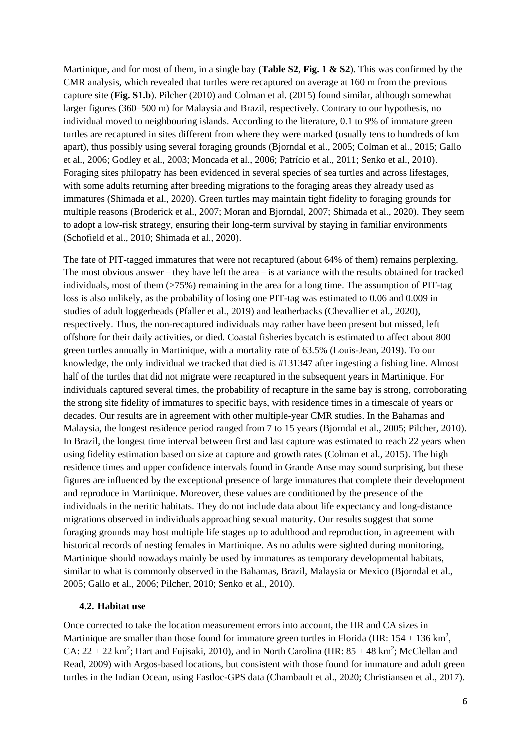Martinique, and for most of them, in a single bay (**Table S2**, **Fig. 1 & S2**). This was confirmed by the CMR analysis, which revealed that turtles were recaptured on average at 160 m from the previous capture site (**Fig. S1.b**). Pilcher (2010) and Colman et al. (2015) found similar, although somewhat larger figures (360–500 m) for Malaysia and Brazil, respectively. Contrary to our hypothesis, no individual moved to neighbouring islands. According to the literature, 0.1 to 9% of immature green turtles are recaptured in sites different from where they were marked (usually tens to hundreds of km apart), thus possibly using several foraging grounds (Bjorndal et al., 2005; Colman et al., 2015; Gallo et al., 2006; Godley et al., 2003; Moncada et al., 2006; Patrício et al., 2011; Senko et al., 2010). Foraging sites philopatry has been evidenced in several species of sea turtles and across lifestages, with some adults returning after breeding migrations to the foraging areas they already used as immatures (Shimada et al., 2020). Green turtles may maintain tight fidelity to foraging grounds for multiple reasons (Broderick et al., 2007; Moran and Bjorndal, 2007; Shimada et al., 2020). They seem to adopt a low-risk strategy, ensuring their long-term survival by staying in familiar environments (Schofield et al., 2010; Shimada et al., 2020).

The fate of PIT-tagged immatures that were not recaptured (about 64% of them) remains perplexing. The most obvious answer – they have left the area – is at variance with the results obtained for tracked individuals, most of them (>75%) remaining in the area for a long time. The assumption of PIT-tag loss is also unlikely, as the probability of losing one PIT-tag was estimated to 0.06 and 0.009 in studies of adult loggerheads (Pfaller et al., 2019) and leatherbacks (Chevallier et al., 2020), respectively. Thus, the non-recaptured individuals may rather have been present but missed, left offshore for their daily activities, or died. Coastal fisheries bycatch is estimated to affect about 800 green turtles annually in Martinique, with a mortality rate of 63.5% (Louis-Jean, 2019). To our knowledge, the only individual we tracked that died is #131347 after ingesting a fishing line. Almost half of the turtles that did not migrate were recaptured in the subsequent years in Martinique. For individuals captured several times, the probability of recapture in the same bay is strong, corroborating the strong site fidelity of immatures to specific bays, with residence times in a timescale of years or decades. Our results are in agreement with other multiple-year CMR studies. In the Bahamas and Malaysia, the longest residence period ranged from 7 to 15 years (Bjorndal et al., 2005; Pilcher, 2010). In Brazil, the longest time interval between first and last capture was estimated to reach 22 years when using fidelity estimation based on size at capture and growth rates (Colman et al., 2015). The high residence times and upper confidence intervals found in Grande Anse may sound surprising, but these figures are influenced by the exceptional presence of large immatures that complete their development and reproduce in Martinique. Moreover, these values are conditioned by the presence of the individuals in the neritic habitats. They do not include data about life expectancy and long-distance migrations observed in individuals approaching sexual maturity. Our results suggest that some foraging grounds may host multiple life stages up to adulthood and reproduction, in agreement with historical records of nesting females in Martinique. As no adults were sighted during monitoring, Martinique should nowadays mainly be used by immatures as temporary developmental habitats, similar to what is commonly observed in the Bahamas, Brazil, Malaysia or Mexico (Bjorndal et al., 2005; Gallo et al., 2006; Pilcher, 2010; Senko et al., 2010).

### 4.2. Habitat use

Once corrected to take the location measurement errors into account, the HR and CA sizes in Martinique are smaller than those found for immature green turtles in Florida (HR: $154 \pm 136$ km$^2$, CA: $22 \pm 22$ km$^2$; Hart and Fujisaki, 2010), and in North Carolina (HR: $85 \pm 48$ km$^2$; McClellan and Read, 2009) with Argos-based locations, but consistent with those found for immature and adult green turtles in the Indian Ocean, using Fastloc-GPS data (Chambault et al., 2020; Christiansen et al., 2017).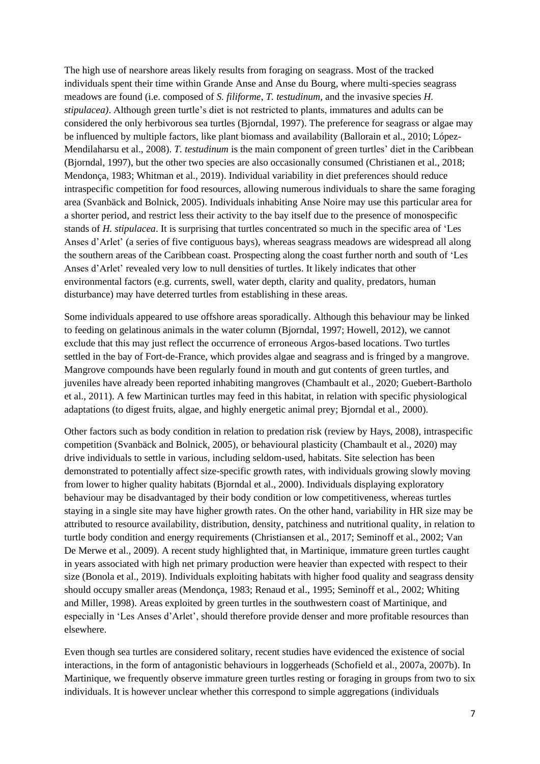The high use of nearshore areas likely results from foraging on seagrass. Most of the tracked individuals spent their time within Grande Anse and Anse du Bourg, where multi-species seagrass meadows are found (i.e. composed of *S. filiforme*, *T. testudinum*, and the invasive species *H. stipulacea)*. Although green turtle's diet is not restricted to plants, immatures and adults can be considered the only herbivorous sea turtles (Bjorndal, 1997). The preference for seagrass or algae may be influenced by multiple factors, like plant biomass and availability (Ballorain et al., 2010; López-Mendilaharsu et al., 2008). *T. testudinum* is the main component of green turtles' diet in the Caribbean (Bjorndal, 1997), but the other two species are also occasionally consumed (Christianen et al., 2018; Mendonça, 1983; Whitman et al., 2019). Individual variability in diet preferences should reduce intraspecific competition for food resources, allowing numerous individuals to share the same foraging area (Svanbäck and Bolnick, 2005). Individuals inhabiting Anse Noire may use this particular area for a shorter period, and restrict less their activity to the bay itself due to the presence of monospecific stands of *H. stipulacea*. It is surprising that turtles concentrated so much in the specific area of 'Les Anses d'Arlet' (a series of five contiguous bays), whereas seagrass meadows are widespread all along the southern areas of the Caribbean coast. Prospecting along the coast further north and south of 'Les Anses d'Arlet' revealed very low to null densities of turtles. It likely indicates that other environmental factors (e.g. currents, swell, water depth, clarity and quality, predators, human disturbance) may have deterred turtles from establishing in these areas.

Some individuals appeared to use offshore areas sporadically. Although this behaviour may be linked to feeding on gelatinous animals in the water column (Bjorndal, 1997; Howell, 2012), we cannot exclude that this may just reflect the occurrence of erroneous Argos-based locations. Two turtles settled in the bay of Fort-de-France, which provides algae and seagrass and is fringed by a mangrove. Mangrove compounds have been regularly found in mouth and gut contents of green turtles, and juveniles have already been reported inhabiting mangroves (Chambault et al., 2020; Guebert-Bartholo et al., 2011). A few Martinican turtles may feed in this habitat, in relation with specific physiological adaptations (to digest fruits, algae, and highly energetic animal prey; Bjorndal et al., 2000).

Other factors such as body condition in relation to predation risk (review by Hays, 2008), intraspecific competition (Svanbäck and Bolnick, 2005), or behavioural plasticity (Chambault et al., 2020) may drive individuals to settle in various, including seldom-used, habitats. Site selection has been demonstrated to potentially affect size-specific growth rates, with individuals growing slowly moving from lower to higher quality habitats (Bjorndal et al., 2000). Individuals displaying exploratory behaviour may be disadvantaged by their body condition or low competitiveness, whereas turtles staying in a single site may have higher growth rates. On the other hand, variability in HR size may be attributed to resource availability, distribution, density, patchiness and nutritional quality, in relation to turtle body condition and energy requirements (Christiansen et al., 2017; Seminoff et al., 2002; Van De Merwe et al., 2009). A recent study highlighted that, in Martinique, immature green turtles caught in years associated with high net primary production were heavier than expected with respect to their size (Bonola et al., 2019). Individuals exploiting habitats with higher food quality and seagrass density should occupy smaller areas (Mendonça, 1983; Renaud et al., 1995; Seminoff et al., 2002; Whiting and Miller, 1998). Areas exploited by green turtles in the southwestern coast of Martinique, and especially in 'Les Anses d'Arlet', should therefore provide denser and more profitable resources than elsewhere.

Even though sea turtles are considered solitary, recent studies have evidenced the existence of social interactions, in the form of antagonistic behaviours in loggerheads (Schofield et al., 2007a, 2007b). In Martinique, we frequently observe immature green turtles resting or foraging in groups from two to six individuals. It is however unclear whether this correspond to simple aggregations (individuals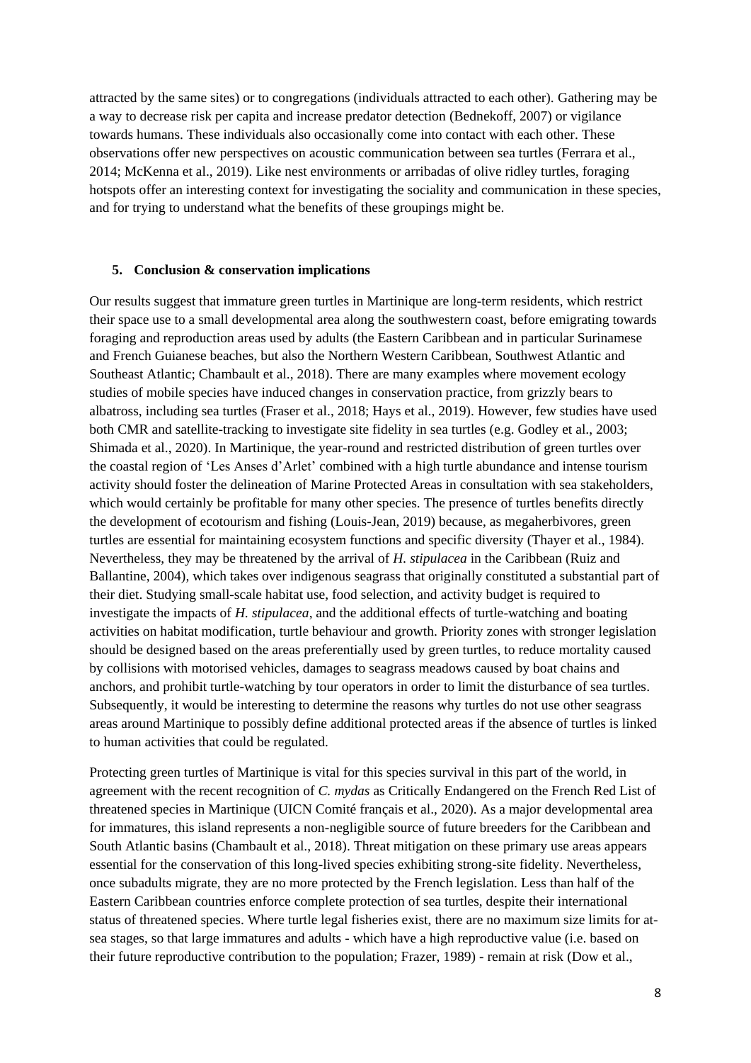attracted by the same sites) or to congregations (individuals attracted to each other). Gathering may be a way to decrease risk per capita and increase predator detection (Bednekoff, 2007) or vigilance towards humans. These individuals also occasionally come into contact with each other. These observations offer new perspectives on acoustic communication between sea turtles (Ferrara et al., 2014; McKenna et al., 2019). Like nest environments or arribadas of olive ridley turtles, foraging hotspots offer an interesting context for investigating the sociality and communication in these species, and for trying to understand what the benefits of these groupings might be.

## 5. Conclusion & conservation implications

Our results suggest that immature green turtles in Martinique are long-term residents, which restrict their space use to a small developmental area along the southwestern coast, before emigrating towards foraging and reproduction areas used by adults (the Eastern Caribbean and in particular Surinamese and French Guianese beaches, but also the Northern Western Caribbean, Southwest Atlantic and Southeast Atlantic; Chambault et al., 2018). There are many examples where movement ecology studies of mobile species have induced changes in conservation practice, from grizzly bears to albatross, including sea turtles (Fraser et al., 2018; Hays et al., 2019). However, few studies have used both CMR and satellite-tracking to investigate site fidelity in sea turtles (e.g. Godley et al., 2003; Shimada et al., 2020). In Martinique, the year-round and restricted distribution of green turtles over the coastal region of 'Les Anses d'Arlet' combined with a high turtle abundance and intense tourism activity should foster the delineation of Marine Protected Areas in consultation with sea stakeholders, which would certainly be profitable for many other species. The presence of turtles benefits directly the development of ecotourism and fishing (Louis-Jean, 2019) because, as megaherbivores, green turtles are essential for maintaining ecosystem functions and specific diversity (Thayer et al., 1984). Nevertheless, they may be threatened by the arrival of *H. stipulacea* in the Caribbean (Ruiz and Ballantine, 2004), which takes over indigenous seagrass that originally constituted a substantial part of their diet. Studying small-scale habitat use, food selection, and activity budget is required to investigate the impacts of *H. stipulacea*, and the additional effects of turtle-watching and boating activities on habitat modification, turtle behaviour and growth. Priority zones with stronger legislation should be designed based on the areas preferentially used by green turtles, to reduce mortality caused by collisions with motorised vehicles, damages to seagrass meadows caused by boat chains and anchors, and prohibit turtle-watching by tour operators in order to limit the disturbance of sea turtles. Subsequently, it would be interesting to determine the reasons why turtles do not use other seagrass areas around Martinique to possibly define additional protected areas if the absence of turtles is linked to human activities that could be regulated.

Protecting green turtles of Martinique is vital for this species survival in this part of the world, in agreement with the recent recognition of *C. mydas* as Critically Endangered on the French Red List of threatened species in Martinique (UICN Comité français et al., 2020). As a major developmental area for immatures, this island represents a non-negligible source of future breeders for the Caribbean and South Atlantic basins (Chambault et al., 2018). Threat mitigation on these primary use areas appears essential for the conservation of this long-lived species exhibiting strong-site fidelity. Nevertheless, once subadults migrate, they are no more protected by the French legislation. Less than half of the Eastern Caribbean countries enforce complete protection of sea turtles, despite their international status of threatened species. Where turtle legal fisheries exist, there are no maximum size limits for at-sea stages, so that large immatures and adults - which have a high reproductive value (i.e. based on their future reproductive contribution to the population; Frazer, 1989) - remain at risk (Dow et al.,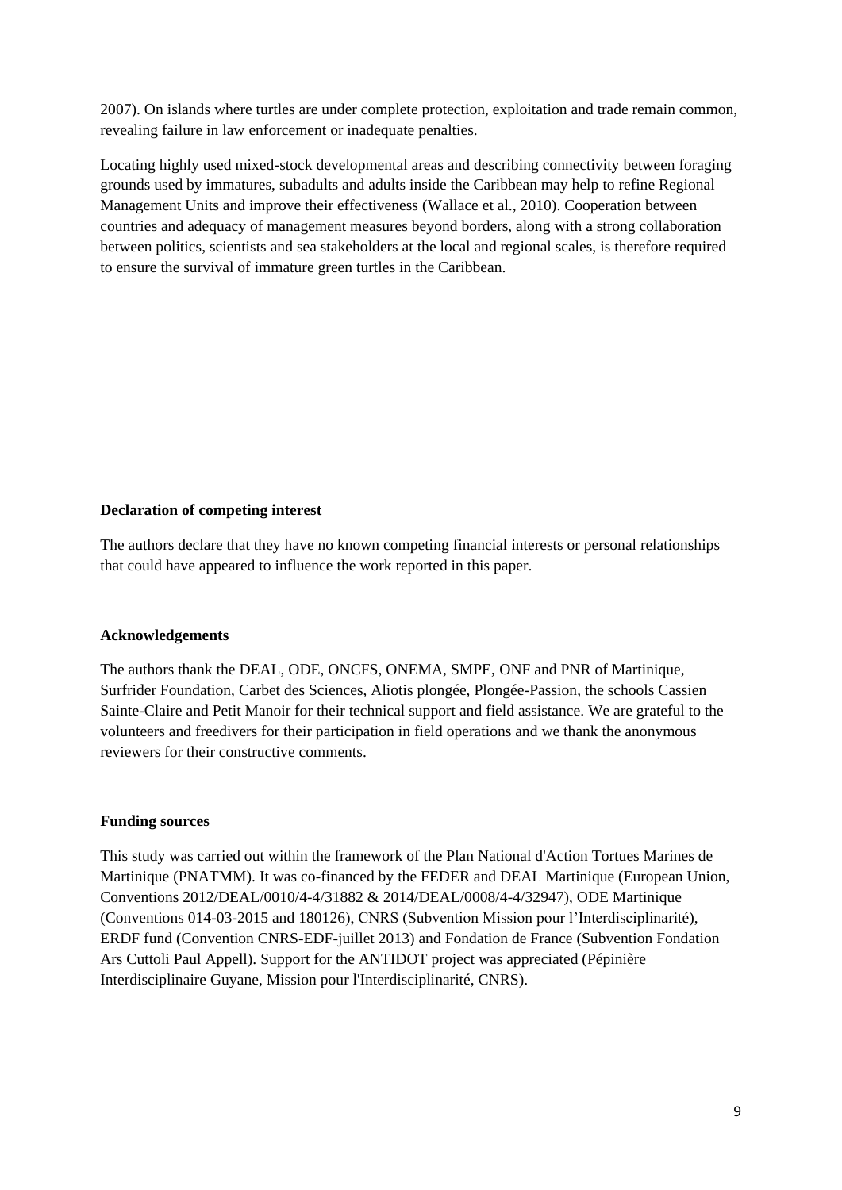2007). On islands where turtles are under complete protection, exploitation and trade remain common, revealing failure in law enforcement or inadequate penalties.

Locating highly used mixed-stock developmental areas and describing connectivity between foraging grounds used by immatures, subadults and adults inside the Caribbean may help to refine Regional Management Units and improve their effectiveness (Wallace et al., 2010). Cooperation between countries and adequacy of management measures beyond borders, along with a strong collaboration between politics, scientists and sea stakeholders at the local and regional scales, is therefore required to ensure the survival of immature green turtles in the Caribbean.

**Declaration of competing interest**

The authors declare that they have no known competing financial interests or personal relationships that could have appeared to influence the work reported in this paper.

**Acknowledgements**

The authors thank the DEAL, ODE, ONCFS, ONEMA, SMPE, ONF and PNR of Martinique, Surfrider Foundation, Carbet des Sciences, Aliotis plongée, Plongée-Passion, the schools Cassien Sainte-Claire and Petit Manoir for their technical support and field assistance. We are grateful to the volunteers and freedivers for their participation in field operations and we thank the anonymous reviewers for their constructive comments.

**Funding sources**

This study was carried out within the framework of the Plan National d'Action Tortues Marines de Martinique (PNATMM). It was co-financed by the FEDER and DEAL Martinique (European Union, Conventions 2012/DEAL/0010/4-4/31882 & 2014/DEAL/0008/4-4/32947), ODE Martinique (Conventions 014-03-2015 and 180126), CNRS (Subvention Mission pour l'Interdisciplinarité), ERDF fund (Convention CNRS-EDF-juillet 2013) and Fondation de France (Subvention Fondation Ars Cuttoli Paul Appell). Support for the ANTIDOT project was appreciated (Pépinière Interdisciplinaire Guyane, Mission pour l'Interdisciplinarité, CNRS).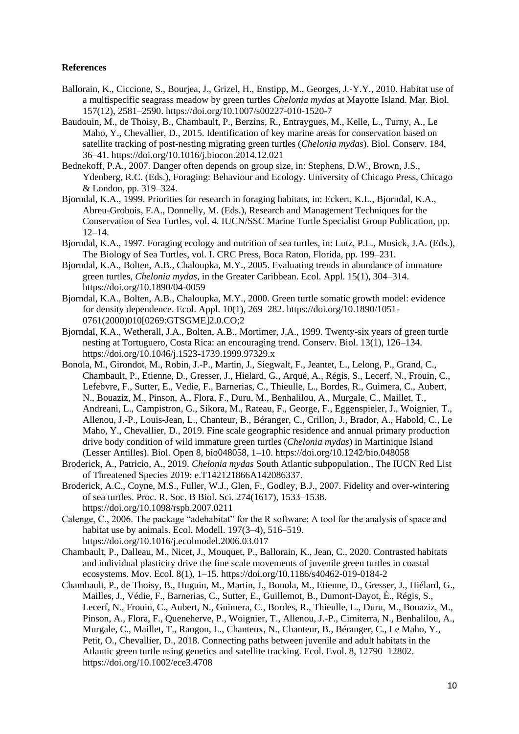**References**

Ballorain, K., Ciccione, S., Bourjea, J., Grizel, H., Enstipp, M., Georges, J.-Y.Y., 2010. Habitat use of a multispecific seagrass meadow by green turtles *Chelonia mydas* at Mayotte Island. Mar. Biol. 157(12), 2581–2590. https://doi.org/10.1007/s00227-010-1520-7

Baudouin, M., de Thoisy, B., Chambault, P., Berzins, R., Entraygues, M., Kelle, L., Turny, A., Le Maho, Y., Chevallier, D., 2015. Identification of key marine areas for conservation based on satellite tracking of post-nesting migrating green turtles (*Chelonia mydas*). Biol. Conserv. 184, 36–41. https://doi.org/10.1016/j.biocon.2014.12.021

Bednekoff, P.A., 2007. Danger often depends on group size, in: Stephens, D.W., Brown, J.S., Ydenberg, R.C. (Eds.), Foraging: Behaviour and Ecology. University of Chicago Press, Chicago & London, pp. 319–324.

Bjorndal, K.A., 1999. Priorities for research in foraging habitats, in: Eckert, K.L., Bjorndal, K.A., Abreu-Grobois, F.A., Donnelly, M. (Eds.), Research and Management Techniques for the Conservation of Sea Turtles, vol. 4. IUCN/SSC Marine Turtle Specialist Group Publication, pp. 12–14.

Bjorndal, K.A., 1997. Foraging ecology and nutrition of sea turtles, in: Lutz, P.L., Musick, J.A. (Eds.), The Biology of Sea Turtles, vol. I. CRC Press, Boca Raton, Florida, pp. 199–231.

Bjorndal, K.A., Bolten, A.B., Chaloupka, M.Y., 2005. Evaluating trends in abundance of immature green turtles, *Chelonia mydas*, in the Greater Caribbean. Ecol. Appl. 15(1), 304–314. https://doi.org/10.1890/04-0059

Bjorndal, K.A., Bolten, A.B., Chaloupka, M.Y., 2000. Green turtle somatic growth model: evidence for density dependence. Ecol. Appl. 10(1), 269–282. https://doi.org/10.1890/1051-0761(2000)010[0269:GTSGME]2.0.CO;2

Bjorndal, K.A., Wetherall, J.A., Bolten, A.B., Mortimer, J.A., 1999. Twenty-six years of green turtle nesting at Tortuguero, Costa Rica: an encouraging trend. Conserv. Biol. 13(1), 126–134. https://doi.org/10.1046/j.1523-1739.1999.97329.x

Bonola, M., Girondot, M., Robin, J.-P., Martin, J., Siegwalt, F., Jeantet, L., Lelong, P., Grand, C., Chambault, P., Etienne, D., Gresser, J., Hielard, G., Arqué, A., Régis, S., Lecerf, N., Frouin, C., Lefebvre, F., Sutter, E., Vedie, F., Barnerias, C., Thieulle, L., Bordes, R., Guimera, C., Aubert, N., Bouaziz, M., Pinson, A., Flora, F., Duru, M., Benhalilou, A., Murgale, C., Maillet, T., Andreani, L., Campistron, G., Sikora, M., Rateau, F., George, F., Eggenspieler, J., Woignier, T., Allenou, J.-P., Louis-Jean, L., Chanteur, B., Béranger, C., Crillon, J., Brador, A., Habold, C., Le Maho, Y., Chevallier, D., 2019. Fine scale geographic residence and annual primary production drive body condition of wild immature green turtles (*Chelonia mydas*) in Martinique Island (Lesser Antilles). Biol. Open 8, bio048058, 1–10. https://doi.org/10.1242/bio.048058

Broderick, A., Patricio, A., 2019. *Chelonia mydas* South Atlantic subpopulation., The IUCN Red List of Threatened Species 2019: e.T142121866A142086337.

Broderick, A.C., Coyne, M.S., Fuller, W.J., Glen, F., Godley, B.J., 2007. Fidelity and over-wintering of sea turtles. Proc. R. Soc. B Biol. Sci. 274(1617), 1533–1538. https://doi.org/10.1098/rspb.2007.0211

Calenge, C., 2006. The package "adehabitat" for the R software: A tool for the analysis of space and habitat use by animals. Ecol. Modell. 197(3–4), 516–519. https://doi.org/10.1016/j.ecolmodel.2006.03.017

Chambault, P., Dalleau, M., Nicet, J., Mouquet, P., Ballorain, K., Jean, C., 2020. Contrasted habitats and individual plasticity drive the fine scale movements of juvenile green turtles in coastal ecosystems. Mov. Ecol. 8(1), 1–15. https://doi.org/10.1186/s40462-019-0184-2

Chambault, P., de Thoisy, B., Huguin, M., Martin, J., Bonola, M., Etienne, D., Gresser, J., Hiélard, G., Mailles, J., Védie, F., Barnerias, C., Sutter, E., Guillemot, B., Dumont-Dayot, É., Régis, S., Lecerf, N., Frouin, C., Aubert, N., Guimera, C., Bordes, R., Thieulle, L., Duru, M., Bouaziz, M., Pinson, A., Flora, F., Queneherve, P., Woignier, T., Allenou, J.-P., Cimiterra, N., Benhalilou, A., Murgale, C., Maillet, T., Rangon, L., Chanteux, N., Chanteur, B., Béranger, C., Le Maho, Y., Petit, O., Chevallier, D., 2018. Connecting paths between juvenile and adult habitats in the Atlantic green turtle using genetics and satellite tracking. Ecol. Evol. 8, 12790–12802. https://doi.org/10.1002/ece3.4708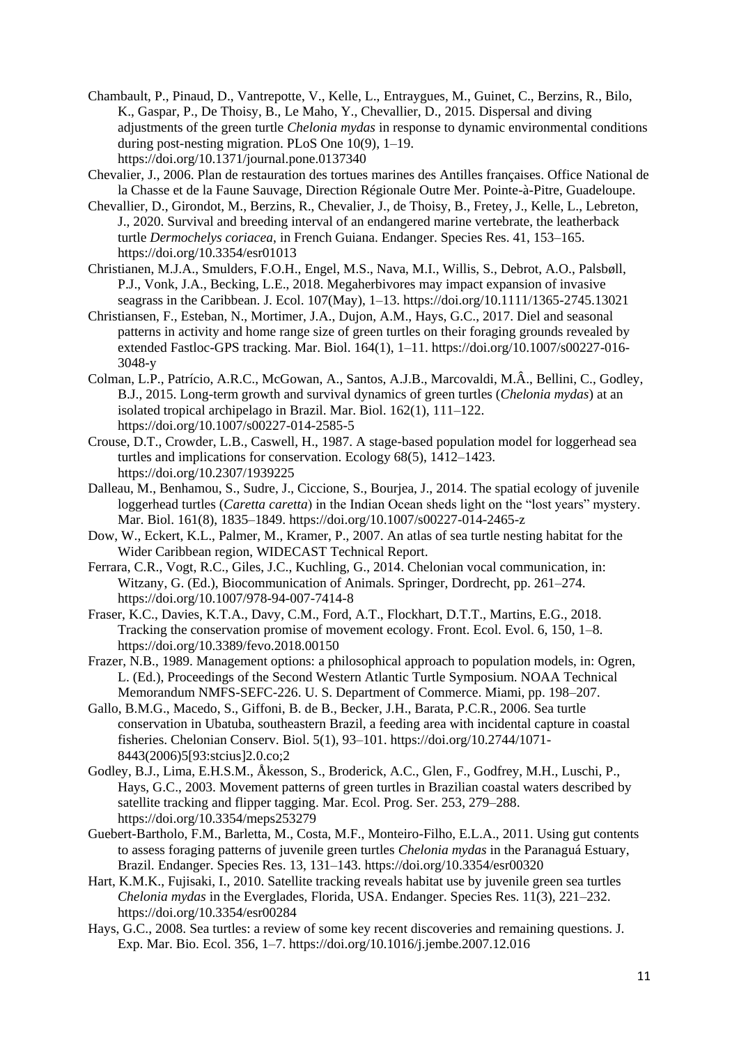Chambault, P., Pinaud, D., Vantrepotte, V., Kelle, L., Entraygues, M., Guinet, C., Berzins, R., Bilo, K., Gaspar, P., De Thoisy, B., Le Maho, Y., Chevallier, D., 2015. Dispersal and diving adjustments of the green turtle *Chelonia mydas* in response to dynamic environmental conditions during post-nesting migration. PLoS One 10(9), 1–19. https://doi.org/10.1371/journal.pone.0137340

Chevalier, J., 2006. Plan de restauration des tortues marines des Antilles françaises. Office National de la Chasse et de la Faune Sauvage, Direction Régionale Outre Mer. Pointe-à-Pitre, Guadeloupe.

Chevallier, D., Girondot, M., Berzins, R., Chevalier, J., de Thoisy, B., Fretey, J., Kelle, L., Lebreton, J., 2020. Survival and breeding interval of an endangered marine vertebrate, the leatherback turtle *Dermochelys coriacea*, in French Guiana. Endanger. Species Res. 41, 153–165. https://doi.org/10.3354/esr01013

Christianen, M.J.A., Smulders, F.O.H., Engel, M.S., Nava, M.I., Willis, S., Debrot, A.O., Palsbøll, P.J., Vonk, J.A., Becking, L.E., 2018. Megaherbivores may impact expansion of invasive seagrass in the Caribbean. J. Ecol. 107(May), 1–13. https://doi.org/10.1111/1365-2745.13021

Christiansen, F., Esteban, N., Mortimer, J.A., Dujon, A.M., Hays, G.C., 2017. Diel and seasonal patterns in activity and home range size of green turtles on their foraging grounds revealed by extended Fastloc-GPS tracking. Mar. Biol. 164(1), 1–11. https://doi.org/10.1007/s00227-016-3048-y

Colman, L.P., Patrício, A.R.C., McGowan, A., Santos, A.J.B., Marcovaldi, M.Â., Bellini, C., Godley, B.J., 2015. Long-term growth and survival dynamics of green turtles (*Chelonia mydas*) at an isolated tropical archipelago in Brazil. Mar. Biol. 162(1), 111–122. https://doi.org/10.1007/s00227-014-2585-5

Crouse, D.T., Crowder, L.B., Caswell, H., 1987. A stage-based population model for loggerhead sea turtles and implications for conservation. Ecology 68(5), 1412–1423. https://doi.org/10.2307/1939225

Dalleau, M., Benhamou, S., Sudre, J., Ciccione, S., Bourjea, J., 2014. The spatial ecology of juvenile loggerhead turtles (*Caretta caretta*) in the Indian Ocean sheds light on the "lost years" mystery. Mar. Biol. 161(8), 1835–1849. https://doi.org/10.1007/s00227-014-2465-z

Dow, W., Eckert, K.L., Palmer, M., Kramer, P., 2007. An atlas of sea turtle nesting habitat for the Wider Caribbean region, WIDECAST Technical Report.

Ferrara, C.R., Vogt, R.C., Giles, J.C., Kuchling, G., 2014. Chelonian vocal communication, in: Witzany, G. (Ed.), Biocommunication of Animals. Springer, Dordrecht, pp. 261–274. https://doi.org/10.1007/978-94-007-7414-8

Fraser, K.C., Davies, K.T.A., Davy, C.M., Ford, A.T., Flockhart, D.T.T., Martins, E.G., 2018. Tracking the conservation promise of movement ecology. Front. Ecol. Evol. 6, 150, 1–8. https://doi.org/10.3389/fevo.2018.00150

Frazer, N.B., 1989. Management options: a philosophical approach to population models, in: Ogren, L. (Ed.), Proceedings of the Second Western Atlantic Turtle Symposium. NOAA Technical Memorandum NMFS-SEFC-226. U. S. Department of Commerce. Miami, pp. 198–207.

Gallo, B.M.G., Macedo, S., Giffoni, B. de B., Becker, J.H., Barata, P.C.R., 2006. Sea turtle conservation in Ubatuba, southeastern Brazil, a feeding area with incidental capture in coastal fisheries. Chelonian Conserv. Biol. 5(1), 93–101. https://doi.org/10.2744/1071-8443(2006)5[93:stcius]2.0.co;2

Godley, B.J., Lima, E.H.S.M., Åkesson, S., Broderick, A.C., Glen, F., Godfrey, M.H., Luschi, P., Hays, G.C., 2003. Movement patterns of green turtles in Brazilian coastal waters described by satellite tracking and flipper tagging. Mar. Ecol. Prog. Ser. 253, 279–288. https://doi.org/10.3354/meps253279

Guebert-Bartholo, F.M., Barletta, M., Costa, M.F., Monteiro-Filho, E.L.A., 2011. Using gut contents to assess foraging patterns of juvenile green turtles *Chelonia mydas* in the Paranaguá Estuary, Brazil. Endanger. Species Res. 13, 131–143. https://doi.org/10.3354/esr00320

Hart, K.M.K., Fujisaki, I., 2010. Satellite tracking reveals habitat use by juvenile green sea turtles *Chelonia mydas* in the Everglades, Florida, USA. Endanger. Species Res. 11(3), 221–232. https://doi.org/10.3354/esr00284

Hays, G.C., 2008. Sea turtles: a review of some key recent discoveries and remaining questions. J. Exp. Mar. Bio. Ecol. 356, 1–7. https://doi.org/10.1016/j.jembe.2007.12.016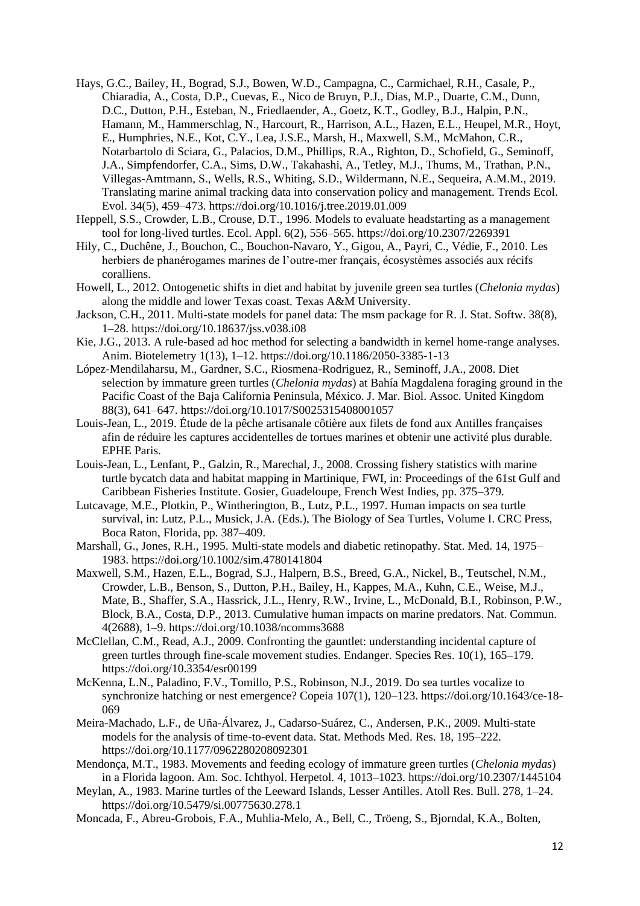Hays, G.C., Bailey, H., Bograd, S.J., Bowen, W.D., Campagna, C., Carmichael, R.H., Casale, P., Chiaradia, A., Costa, D.P., Cuevas, E., Nico de Bruyn, P.J., Dias, M.P., Duarte, C.M., Dunn, D.C., Dutton, P.H., Esteban, N., Friedlaender, A., Goetz, K.T., Godley, B.J., Halpin, P.N., Hamann, M., Hammerschlag, N., Harcourt, R., Harrison, A.L., Hazen, E.L., Heupel, M.R., Hoyt, E., Humphries, N.E., Kot, C.Y., Lea, J.S.E., Marsh, H., Maxwell, S.M., McMahon, C.R., Notarbartolo di Sciara, G., Palacios, D.M., Phillips, R.A., Righton, D., Schofield, G., Seminoff, J.A., Simpfendorfer, C.A., Sims, D.W., Takahashi, A., Tetley, M.J., Thums, M., Trathan, P.N., Villegas-Amtmann, S., Wells, R.S., Whiting, S.D., Wildermann, N.E., Sequeira, A.M.M., 2019. Translating marine animal tracking data into conservation policy and management. Trends Ecol. Evol. 34(5), 459–473. https://doi.org/10.1016/j.tree.2019.01.009

Heppell, S.S., Crowder, L.B., Crouse, D.T., 1996. Models to evaluate headstarting as a management tool for long-lived turtles. Ecol. Appl. 6(2), 556–565. https://doi.org/10.2307/2269391

Hily, C., Duchêne, J., Bouchon, C., Bouchon-Navaro, Y., Gigou, A., Payri, C., Védie, F., 2010. Les herbiers de phanérogames marines de l'outre-mer français, écosystèmes associés aux récifs coralliens.

Howell, L., 2012. Ontogenetic shifts in diet and habitat by juvenile green sea turtles (*Chelonia mydas*) along the middle and lower Texas coast. Texas A&M University.

Jackson, C.H., 2011. Multi-state models for panel data: The msm package for R. J. Stat. Softw. 38(8), 1–28. https://doi.org/10.18637/jss.v038.i08

Kie, J.G., 2013. A rule-based ad hoc method for selecting a bandwidth in kernel home-range analyses. Anim. Biotelemetry 1(13), 1–12. https://doi.org/10.1186/2050-3385-1-13

López-Mendilaharsu, M., Gardner, S.C., Riosmena-Rodriguez, R., Seminoff, J.A., 2008. Diet selection by immature green turtles (*Chelonia mydas*) at Bahía Magdalena foraging ground in the Pacific Coast of the Baja California Peninsula, México. J. Mar. Biol. Assoc. United Kingdom 88(3), 641–647. https://doi.org/10.1017/S0025315408001057

Louis-Jean, L., 2019. Étude de la pêche artisanale côtière aux filets de fond aux Antilles françaises afin de réduire les captures accidentelles de tortues marines et obtenir une activité plus durable. EPHE Paris.

Louis-Jean, L., Lenfant, P., Galzin, R., Marechal, J., 2008. Crossing fishery statistics with marine turtle bycatch data and habitat mapping in Martinique, FWI, in: Proceedings of the 61st Gulf and Caribbean Fisheries Institute. Gosier, Guadeloupe, French West Indies, pp. 375–379.

Lutcavage, M.E., Plotkin, P., Wintherington, B., Lutz, P.L., 1997. Human impacts on sea turtle survival, in: Lutz, P.L., Musick, J.A. (Eds.), The Biology of Sea Turtles, Volume I. CRC Press, Boca Raton, Florida, pp. 387–409.

Marshall, G., Jones, R.H., 1995. Multi-state models and diabetic retinopathy. Stat. Med. 14, 1975–1983. https://doi.org/10.1002/sim.4780141804

Maxwell, S.M., Hazen, E.L., Bograd, S.J., Halpern, B.S., Breed, G.A., Nickel, B., Teutschel, N.M., Crowder, L.B., Benson, S., Dutton, P.H., Bailey, H., Kappes, M.A., Kuhn, C.E., Weise, M.J., Mate, B., Shaffer, S.A., Hassrick, J.L., Henry, R.W., Irvine, L., McDonald, B.I., Robinson, P.W., Block, B.A., Costa, D.P., 2013. Cumulative human impacts on marine predators. Nat. Commun. 4(2688), 1–9. https://doi.org/10.1038/ncomms3688

McClellan, C.M., Read, A.J., 2009. Confronting the gauntlet: understanding incidental capture of green turtles through fine-scale movement studies. Endanger. Species Res. 10(1), 165–179. https://doi.org/10.3354/esr00199

McKenna, L.N., Paladino, F.V., Tomillo, P.S., Robinson, N.J., 2019. Do sea turtles vocalize to synchronize hatching or nest emergence? Copeia 107(1), 120–123. https://doi.org/10.1643/ce-18-069

Meira-Machado, L.F., de Uña-Álvarez, J., Cadarso-Suárez, C., Andersen, P.K., 2009. Multi-state models for the analysis of time-to-event data. Stat. Methods Med. Res. 18, 195–222. https://doi.org/10.1177/0962280208092301

Mendonça, M.T., 1983. Movements and feeding ecology of immature green turtles (*Chelonia mydas*) in a Florida lagoon. Am. Soc. Ichthyol. Herpetol. 4, 1013–1023. https://doi.org/10.2307/1445104

Meylan, A., 1983. Marine turtles of the Leeward Islands, Lesser Antilles. Atoll Res. Bull. 278, 1–24. https://doi.org/10.5479/si.00775630.278.1

Moncada, F., Abreu-Grobois, F.A., Muhlia-Melo, A., Bell, C., Tröeng, S., Bjorndal, K.A., Bolten,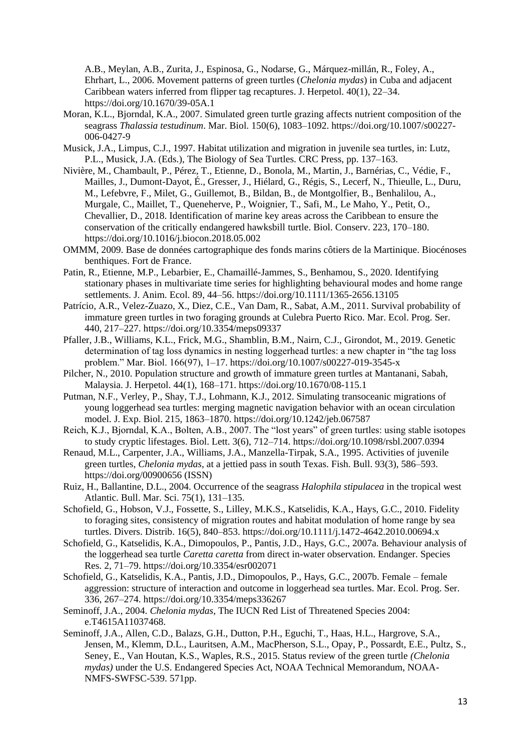A.B., Meylan, A.B., Zurita, J., Espinosa, G., Nodarse, G., Márquez-millán, R., Foley, A., Ehrhart, L., 2006. Movement patterns of green turtles (*Chelonia mydas*) in Cuba and adjacent Caribbean waters inferred from flipper tag recaptures. J. Herpetol. 40(1), 22–34. https://doi.org/10.1670/39-05A.1

Moran, K.L., Bjorndal, K.A., 2007. Simulated green turtle grazing affects nutrient composition of the seagrass *Thalassia testudinum*. Mar. Biol. 150(6), 1083–1092. https://doi.org/10.1007/s00227-006-0427-9

Musick, J.A., Limpus, C.J., 1997. Habitat utilization and migration in juvenile sea turtles, in: Lutz, P.L., Musick, J.A. (Eds.), The Biology of Sea Turtles. CRC Press, pp. 137–163.

Nivière, M., Chambault, P., Pérez, T., Etienne, D., Bonola, M., Martin, J., Barnérias, C., Védie, F., Mailles, J., Dumont-Dayot, É., Gresser, J., Hiélard, G., Régis, S., Lecerf, N., Thieulle, L., Duru, M., Lefebvre, F., Milet, G., Guillemot, B., Bildan, B., de Montgolfier, B., Benhalilou, A., Murgale, C., Maillet, T., Queneherve, P., Woignier, T., Safi, M., Le Maho, Y., Petit, O., Chevallier, D., 2018. Identification of marine key areas across the Caribbean to ensure the conservation of the critically endangered hawksbill turtle. Biol. Conserv. 223, 170–180. https://doi.org/10.1016/j.biocon.2018.05.002

OMMM, 2009. Base de données cartographique des fonds marins côtiers de la Martinique. Biocénoses benthiques. Fort de France.

Patin, R., Etienne, M.P., Lebarbier, E., Chamaillé-Jammes, S., Benhamou, S., 2020. Identifying stationary phases in multivariate time series for highlighting behavioural modes and home range settlements. J. Anim. Ecol. 89, 44–56. https://doi.org/10.1111/1365-2656.13105

Patrício, A.R., Velez-Zuazo, X., Diez, C.E., Van Dam, R., Sabat, A.M., 2011. Survival probability of immature green turtles in two foraging grounds at Culebra Puerto Rico. Mar. Ecol. Prog. Ser. 440, 217–227. https://doi.org/10.3354/meps09337

Pfaller, J.B., Williams, K.L., Frick, M.G., Shamblin, B.M., Nairn, C.J., Girondot, M., 2019. Genetic determination of tag loss dynamics in nesting loggerhead turtles: a new chapter in "the tag loss problem." Mar. Biol. 166(97), 1–17. https://doi.org/10.1007/s00227-019-3545-x

Pilcher, N., 2010. Population structure and growth of immature green turtles at Mantanani, Sabah, Malaysia. J. Herpetol. 44(1), 168–171. https://doi.org/10.1670/08-115.1

Putman, N.F., Verley, P., Shay, T.J., Lohmann, K.J., 2012. Simulating transoceanic migrations of young loggerhead sea turtles: merging magnetic navigation behavior with an ocean circulation model. J. Exp. Biol. 215, 1863–1870. https://doi.org/10.1242/jeb.067587

Reich, K.J., Bjorndal, K.A., Bolten, A.B., 2007. The "lost years" of green turtles: using stable isotopes to study cryptic lifestages. Biol. Lett. 3(6), 712–714. https://doi.org/10.1098/rsbl.2007.0394

Renaud, M.L., Carpenter, J.A., Williams, J.A., Manzella-Tirpak, S.A., 1995. Activities of juvenile green turtles, *Chelonia mydas*, at a jettied pass in south Texas. Fish. Bull. 93(3), 586–593. https://doi.org/00900656 (ISSN)

Ruiz, H., Ballantine, D.L., 2004. Occurrence of the seagrass *Halophila stipulacea* in the tropical west Atlantic. Bull. Mar. Sci. 75(1), 131–135.

Schofield, G., Hobson, V.J., Fossette, S., Lilley, M.K.S., Katselidis, K.A., Hays, G.C., 2010. Fidelity to foraging sites, consistency of migration routes and habitat modulation of home range by sea turtles. Divers. Distrib. 16(5), 840–853. https://doi.org/10.1111/j.1472-4642.2010.00694.x

Schofield, G., Katselidis, K.A., Dimopoulos, P., Pantis, J.D., Hays, G.C., 2007a. Behaviour analysis of the loggerhead sea turtle *Caretta caretta* from direct in-water observation. Endanger. Species Res. 2, 71–79. https://doi.org/10.3354/esr002071

Schofield, G., Katselidis, K.A., Pantis, J.D., Dimopoulos, P., Hays, G.C., 2007b. Female – female aggression: structure of interaction and outcome in loggerhead sea turtles. Mar. Ecol. Prog. Ser. 336, 267–274. https://doi.org/10.3354/meps336267

Seminoff, J.A., 2004. *Chelonia mydas*, The IUCN Red List of Threatened Species 2004: e.T4615A11037468.

Seminoff, J.A., Allen, C.D., Balazs, G.H., Dutton, P.H., Eguchi, T., Haas, H.L., Hargrove, S.A., Jensen, M., Klemm, D.L., Lauritsen, A.M., MacPherson, S.L., Opay, P., Possardt, E.E., Pultz, S., Seney, E., Van Houtan, K.S., Waples, R.S., 2015. Status review of the green turtle *(Chelonia mydas)* under the U.S. Endangered Species Act, NOAA Technical Memorandum, NOAA-NMFS-SWFSC-539. 571pp.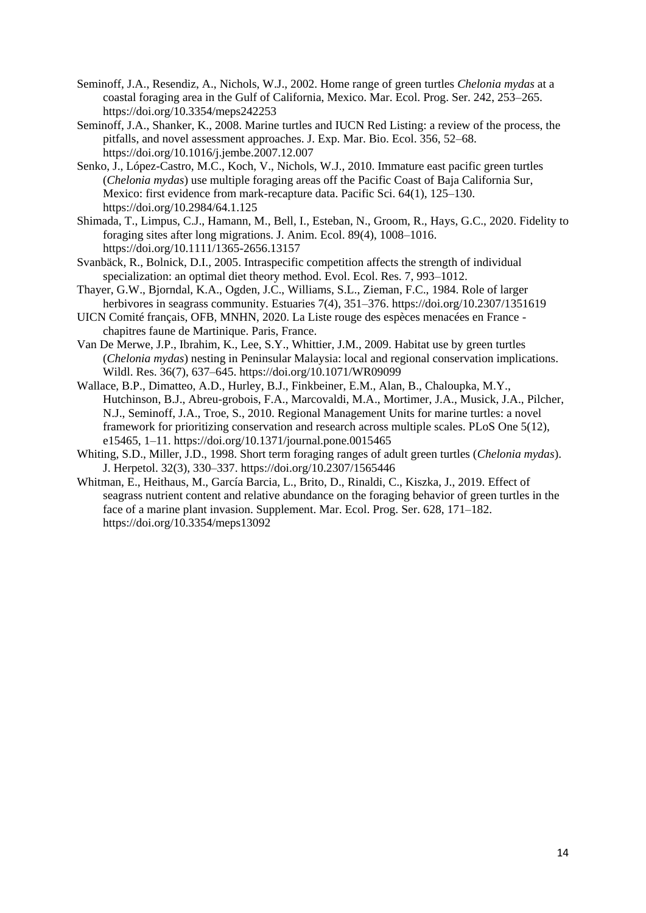Seminoff, J.A., Resendiz, A., Nichols, W.J., 2002. Home range of green turtles *Chelonia mydas* at a coastal foraging area in the Gulf of California, Mexico. Mar. Ecol. Prog. Ser. 242, 253–265. https://doi.org/10.3354/meps242253

Seminoff, J.A., Shanker, K., 2008. Marine turtles and IUCN Red Listing: a review of the process, the pitfalls, and novel assessment approaches. J. Exp. Mar. Bio. Ecol. 356, 52–68. https://doi.org/10.1016/j.jembe.2007.12.007

Senko, J., López-Castro, M.C., Koch, V., Nichols, W.J., 2010. Immature east pacific green turtles (*Chelonia mydas*) use multiple foraging areas off the Pacific Coast of Baja California Sur, Mexico: first evidence from mark-recapture data. Pacific Sci. 64(1), 125–130. https://doi.org/10.2984/64.1.125

Shimada, T., Limpus, C.J., Hamann, M., Bell, I., Esteban, N., Groom, R., Hays, G.C., 2020. Fidelity to foraging sites after long migrations. J. Anim. Ecol. 89(4), 1008–1016. https://doi.org/10.1111/1365-2656.13157

Svanbäck, R., Bolnick, D.I., 2005. Intraspecific competition affects the strength of individual specialization: an optimal diet theory method. Evol. Ecol. Res. 7, 993–1012.

Thayer, G.W., Bjorndal, K.A., Ogden, J.C., Williams, S.L., Zieman, F.C., 1984. Role of larger herbivores in seagrass community. Estuaries 7(4), 351–376. https://doi.org/10.2307/1351619

UICN Comité français, OFB, MNHN, 2020. La Liste rouge des espèces menacées en France - chapitres faune de Martinique. Paris, France.

Van De Merwe, J.P., Ibrahim, K., Lee, S.Y., Whittier, J.M., 2009. Habitat use by green turtles (*Chelonia mydas*) nesting in Peninsular Malaysia: local and regional conservation implications. Wildl. Res. 36(7), 637–645. https://doi.org/10.1071/WR09099

Wallace, B.P., Dimatteo, A.D., Hurley, B.J., Finkbeiner, E.M., Alan, B., Chaloupka, M.Y., Hutchinson, B.J., Abreu-grobois, F.A., Marcovaldi, M.A., Mortimer, J.A., Musick, J.A., Pilcher, N.J., Seminoff, J.A., Troe, S., 2010. Regional Management Units for marine turtles: a novel framework for prioritizing conservation and research across multiple scales. PLoS One 5(12), e15465, 1–11. https://doi.org/10.1371/journal.pone.0015465

Whiting, S.D., Miller, J.D., 1998. Short term foraging ranges of adult green turtles (*Chelonia mydas*). J. Herpetol. 32(3), 330–337. https://doi.org/10.2307/1565446

Whitman, E., Heithaus, M., García Barcia, L., Brito, D., Rinaldi, C., Kiszka, J., 2019. Effect of seagrass nutrient content and relative abundance on the foraging behavior of green turtles in the face of a marine plant invasion. Supplement. Mar. Ecol. Prog. Ser. 628, 171–182. https://doi.org/10.3354/meps13092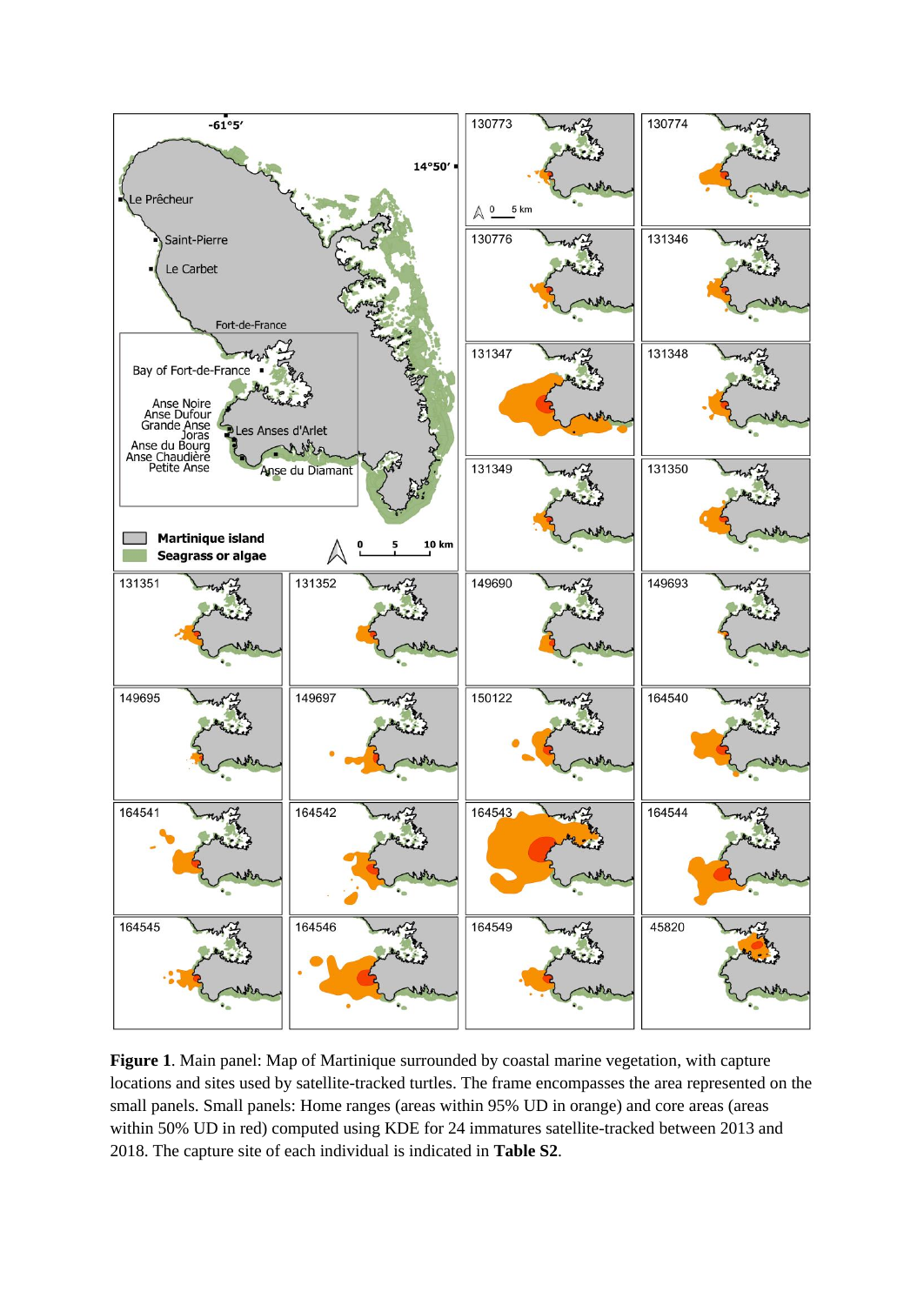-61°5′

14°50′

Le Prêcheur

Saint-Pierre

Le Carbet

Fort-de-France

Bay of Fort-de-France

Anse Noire
Anse Dufour
Grande Anse
Joras
Anse du Bourg
Anse Chaudière
Petite Anse

Les Anses d'Arlet

Anse du Diamant

Martinique island
Seagrass or algae

0 5 10 km

0 5 km

130773
130774
130776
131346
131347
131348
131349
131350
131351
131352
149690
149693
149695
149697
150122
164540
164541
164542
164543
164544
164545
164546
164549
45820

**Figure 1**. Main panel: Map of Martinique surrounded by coastal marine vegetation, with capture locations and sites used by satellite-tracked turtles. The frame encompasses the area represented on the small panels. Small panels: Home ranges (areas within 95% UD in orange) and core areas (areas within 50% UD in red) computed using KDE for 24 immatures satellite-tracked between 2013 and 2018. The capture site of each individual is indicated in **Table S2**.